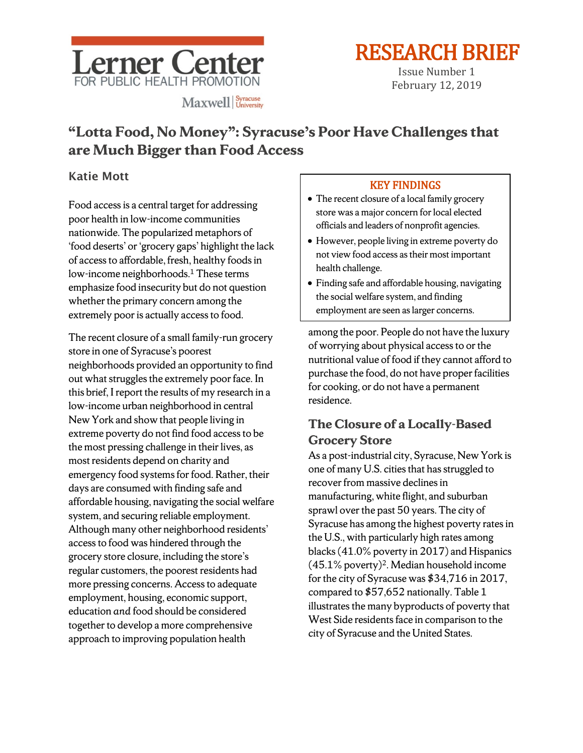Lerner Center FOR PUBLIC HEALTH PROMOTION

Maxwell | Syracuse University

RESEARCH BRIEF

Issue Number 1
February 12, 2019

# "Lotta Food, No Money": Syracuse's Poor Have Challenges that are Much Bigger than Food Access

**Katie Mott**

> **KEY FINDINGS**
>
> - The recent closure of a local family grocery store was a major concern for local elected officials and leaders of nonprofit agencies.
> - However, people living in extreme poverty do not view food access as their most important health challenge.
> - Finding safe and affordable housing, navigating the social welfare system, and finding employment are seen as larger concerns.

Food access is a central target for addressing poor health in low-income communities nationwide. The popularized metaphors of 'food deserts' or 'grocery gaps' highlight the lack of access to affordable, fresh, healthy foods in low-income neighborhoods.[1] These terms emphasize food insecurity but do not question whether the primary concern among the extremely poor is actually access to food.

The recent closure of a small family-run grocery store in one of Syracuse's poorest neighborhoods provided an opportunity to find out what struggles the extremely poor face. In this brief, I report the results of my research in a low-income urban neighborhood in central New York and show that people living in extreme poverty do not find food access to be the most pressing challenge in their lives, as most residents depend on charity and emergency food systems for food. Rather, their days are consumed with finding safe and affordable housing, navigating the social welfare system, and securing reliable employment. Although many other neighborhood residents' access to food was hindered through the grocery store closure, including the store's regular customers, the poorest residents had more pressing concerns. Access to adequate employment, housing, economic support, education *and* food should be considered together to develop a more comprehensive approach to improving population health among the poor. People do not have the luxury of worrying about physical access to or the nutritional value of food if they cannot afford to purchase the food, do not have proper facilities for cooking, or do not have a permanent residence.

## The Closure of a Locally-Based Grocery Store

As a post-industrial city, Syracuse, New York is one of many U.S. cities that has struggled to recover from massive declines in manufacturing, white flight, and suburban sprawl over the past 50 years. The city of Syracuse has among the highest poverty rates in the U.S., with particularly high rates among blacks (41.0% poverty in 2017) and Hispanics (45.1% poverty)[2]. Median household income for the city of Syracuse was $34,716 in 2017, compared to $57,652 nationally. Table 1 illustrates the many byproducts of poverty that West Side residents face in comparison to the city of Syracuse and the United States.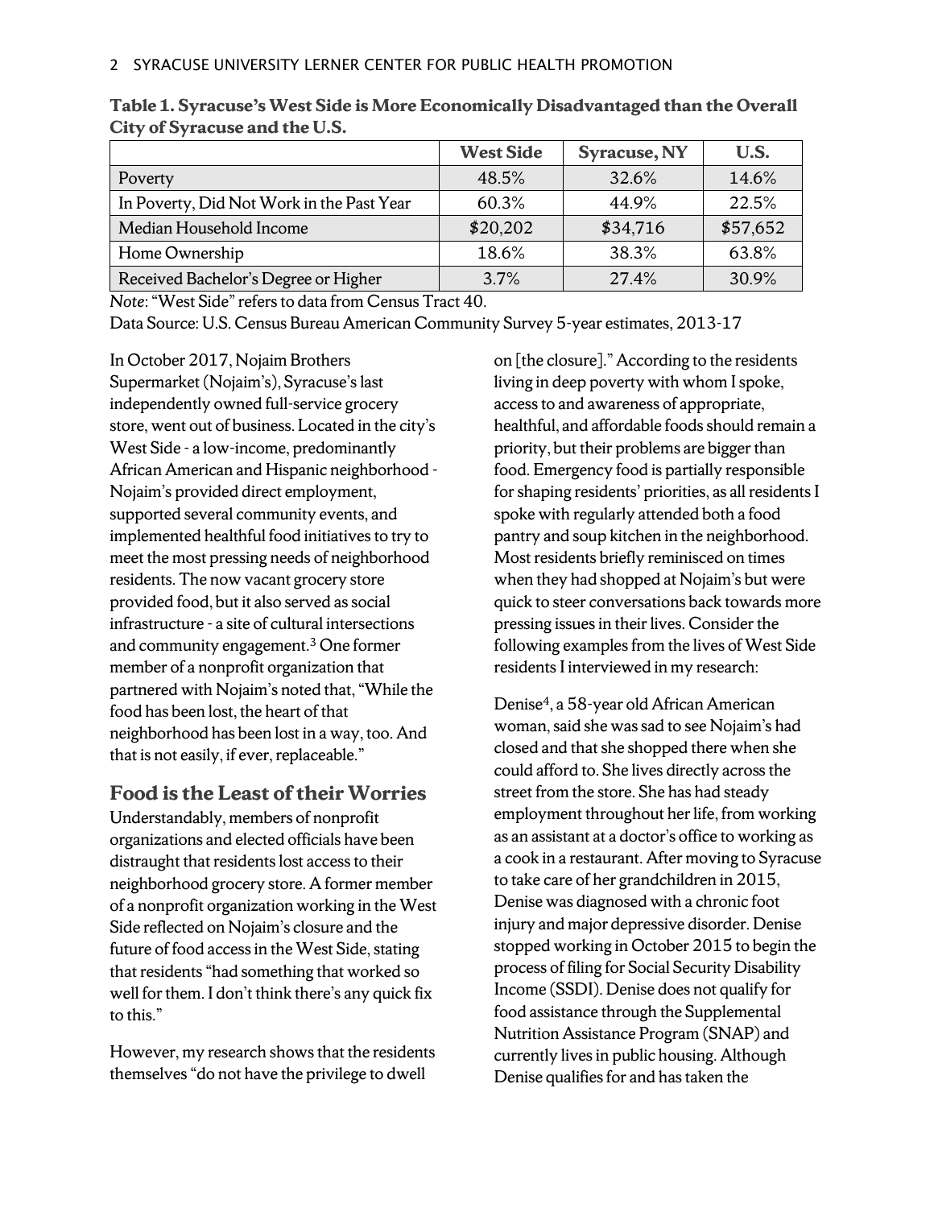**Table 1. Syracuse's West Side is More Economically Disadvantaged than the Overall City of Syracuse and the U.S.**

| | West Side | Syracuse, NY | U.S. |
|---|---|---|---|
| Poverty | 48.5% | 32.6% | 14.6% |
| In Poverty, Did Not Work in the Past Year | 60.3% | 44.9% | 22.5% |
| Median Household Income | $20,202 | $34,716 | $57,652 |
| Home Ownership | 18.6% | 38.3% | 63.8% |
| Received Bachelor's Degree or Higher | 3.7% | 27.4% | 30.9% |

*Note*: "West Side" refers to data from Census Tract 40.

Data Source: U.S. Census Bureau American Community Survey 5-year estimates, 2013-17

In October 2017, Nojaim Brothers Supermarket (Nojaim's), Syracuse's last independently owned full-service grocery store, went out of business. Located in the city's West Side - a low-income, predominantly African American and Hispanic neighborhood - Nojaim's provided direct employment, supported several community events, and implemented healthful food initiatives to try to meet the most pressing needs of neighborhood residents. The now vacant grocery store provided food, but it also served as social infrastructure - a site of cultural intersections and community engagement.[3] One former member of a nonprofit organization that partnered with Nojaim's noted that, "While the food has been lost, the heart of that neighborhood has been lost in a way, too. And that is not easily, if ever, replaceable."

## Food is the Least of their Worries

Understandably, members of nonprofit organizations and elected officials have been distraught that residents lost access to their neighborhood grocery store. A former member of a nonprofit organization working in the West Side reflected on Nojaim's closure and the future of food access in the West Side, stating that residents "had something that worked so well for them. I don't think there's any quick fix to this."

However, my research shows that the residents themselves "do not have the privilege to dwell on [the closure]." According to the residents living in deep poverty with whom I spoke, access to and awareness of appropriate, healthful, and affordable foods should remain a priority, but their problems are bigger than food. Emergency food is partially responsible for shaping residents' priorities, as all residents I spoke with regularly attended both a food pantry and soup kitchen in the neighborhood. Most residents briefly reminisced on times when they had shopped at Nojaim's but were quick to steer conversations back towards more pressing issues in their lives. Consider the following examples from the lives of West Side residents I interviewed in my research:

Denise[4], a 58-year old African American woman, said she was sad to see Nojaim's had closed and that she shopped there when she could afford to. She lives directly across the street from the store. She has had steady employment throughout her life, from working as an assistant at a doctor's office to working as a cook in a restaurant. After moving to Syracuse to take care of her grandchildren in 2015, Denise was diagnosed with a chronic foot injury and major depressive disorder. Denise stopped working in October 2015 to begin the process of filing for Social Security Disability Income (SSDI). Denise does not qualify for food assistance through the Supplemental Nutrition Assistance Program (SNAP) and currently lives in public housing. Although Denise qualifies for and has taken the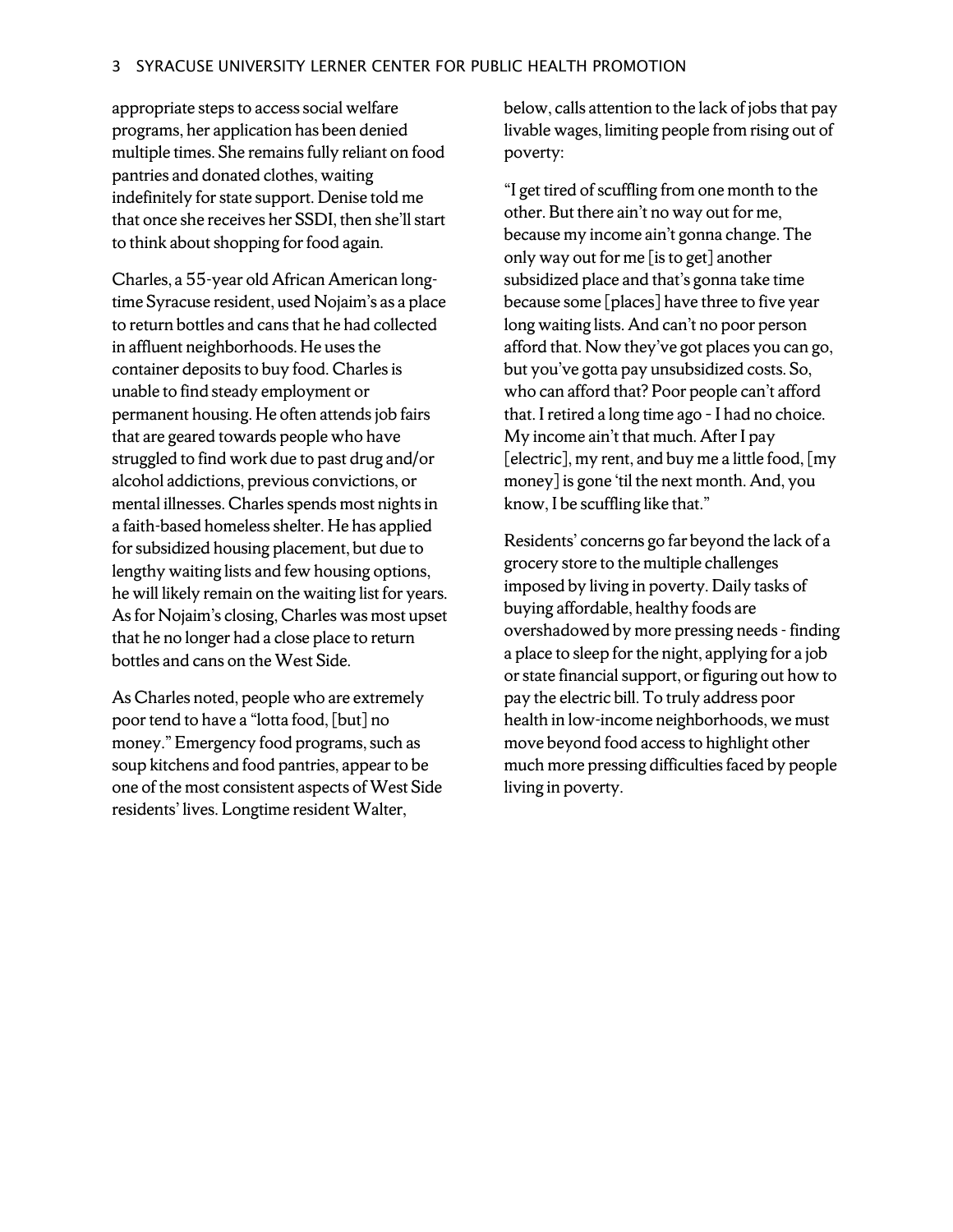appropriate steps to access social welfare programs, her application has been denied multiple times. She remains fully reliant on food pantries and donated clothes, waiting indefinitely for state support. Denise told me that once she receives her SSDI, then she'll start to think about shopping for food again.

Charles, a 55-year old African American long-time Syracuse resident, used Nojaim's as a place to return bottles and cans that he had collected in affluent neighborhoods. He uses the container deposits to buy food. Charles is unable to find steady employment or permanent housing. He often attends job fairs that are geared towards people who have struggled to find work due to past drug and/or alcohol addictions, previous convictions, or mental illnesses. Charles spends most nights in a faith-based homeless shelter. He has applied for subsidized housing placement, but due to lengthy waiting lists and few housing options, he will likely remain on the waiting list for years. As for Nojaim's closing, Charles was most upset that he no longer had a close place to return bottles and cans on the West Side.

As Charles noted, people who are extremely poor tend to have a "lotta food, [but] no money." Emergency food programs, such as soup kitchens and food pantries, appear to be one of the most consistent aspects of West Side residents' lives. Longtime resident Walter, below, calls attention to the lack of jobs that pay livable wages, limiting people from rising out of poverty:

"I get tired of scuffling from one month to the other. But there ain't no way out for me, because my income ain't gonna change. The only way out for me [is to get] another subsidized place and that's gonna take time because some [places] have three to five year long waiting lists. And can't no poor person afford that. Now they've got places you can go, but you've gotta pay unsubsidized costs. So, who can afford that? Poor people can't afford that. I retired a long time ago - I had no choice. My income ain't that much. After I pay [electric], my rent, and buy me a little food, [my money] is gone 'til the next month. And, you know, I be scuffling like that."

Residents' concerns go far beyond the lack of a grocery store to the multiple challenges imposed by living in poverty. Daily tasks of buying affordable, healthy foods are overshadowed by more pressing needs - finding a place to sleep for the night, applying for a job or state financial support, or figuring out how to pay the electric bill. To truly address poor health in low-income neighborhoods, we must move beyond food access to highlight other much more pressing difficulties faced by people living in poverty.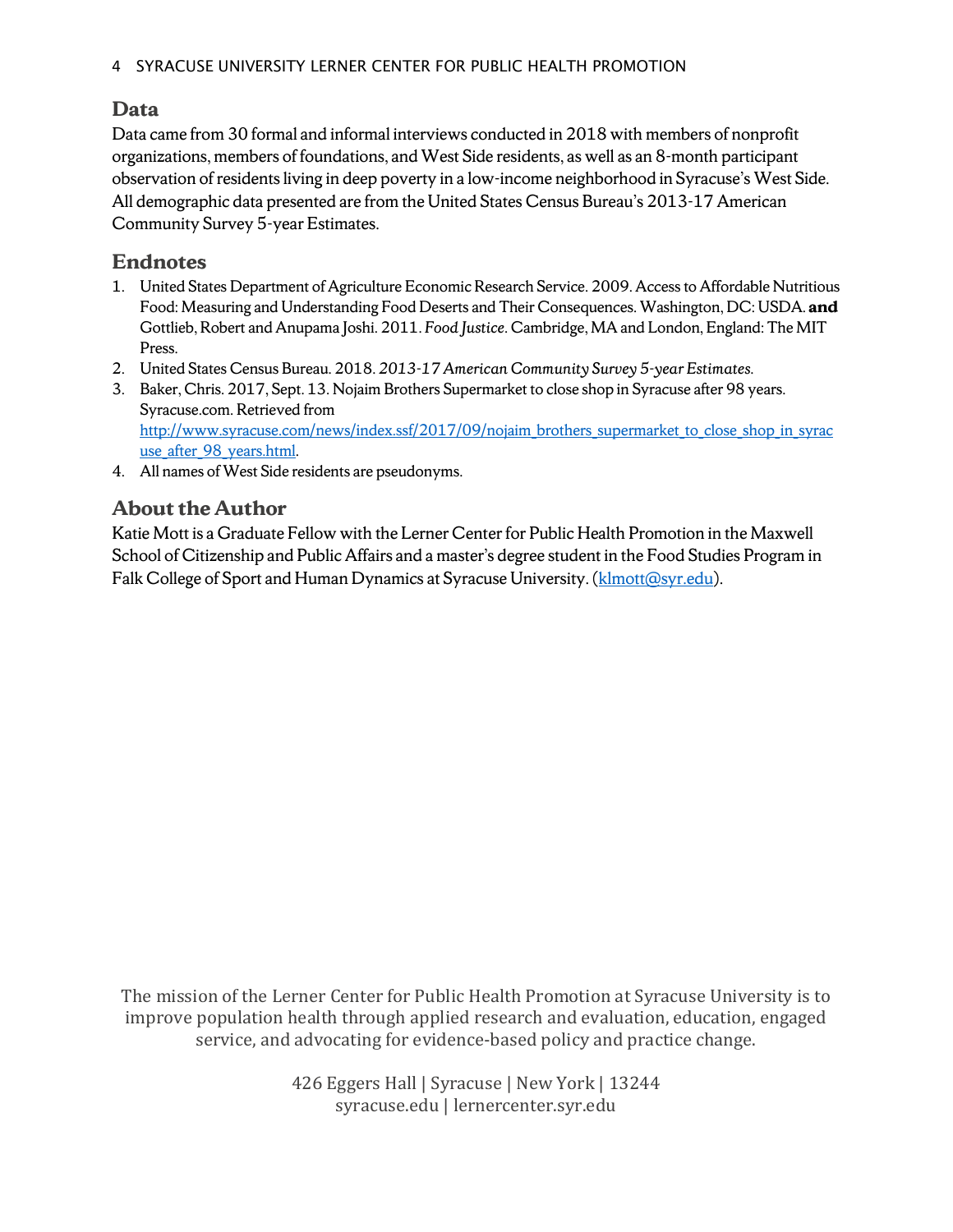## Data

Data came from 30 formal and informal interviews conducted in 2018 with members of nonprofit organizations, members of foundations, and West Side residents, as well as an 8-month participant observation of residents living in deep poverty in a low-income neighborhood in Syracuse's West Side. All demographic data presented are from the United States Census Bureau's 2013-17 American Community Survey 5-year Estimates.

## Endnotes

1. United States Department of Agriculture Economic Research Service. 2009. Access to Affordable Nutritious Food: Measuring and Understanding Food Deserts and Their Consequences. Washington, DC: USDA. **and** Gottlieb, Robert and Anupama Joshi. 2011. *Food Justice*. Cambridge, MA and London, England: The MIT Press.
2. United States Census Bureau. 2018. *2013-17 American Community Survey 5-year Estimates.*
3. Baker, Chris. 2017, Sept. 13. Nojaim Brothers Supermarket to close shop in Syracuse after 98 years. Syracuse.com. Retrieved from http://www.syracuse.com/news/index.ssf/2017/09/nojaim_brothers_supermarket_to_close_shop_in_syracuse_after_98_years.html.
4. All names of West Side residents are pseudonyms.

## About the Author

Katie Mott is a Graduate Fellow with the Lerner Center for Public Health Promotion in the Maxwell School of Citizenship and Public Affairs and a master's degree student in the Food Studies Program in Falk College of Sport and Human Dynamics at Syracuse University. (klmott@syr.edu).

The mission of the Lerner Center for Public Health Promotion at Syracuse University is to improve population health through applied research and evaluation, education, engaged service, and advocating for evidence-based policy and practice change.

426 Eggers Hall | Syracuse | New York | 13244
syracuse.edu | lernercenter.syr.edu